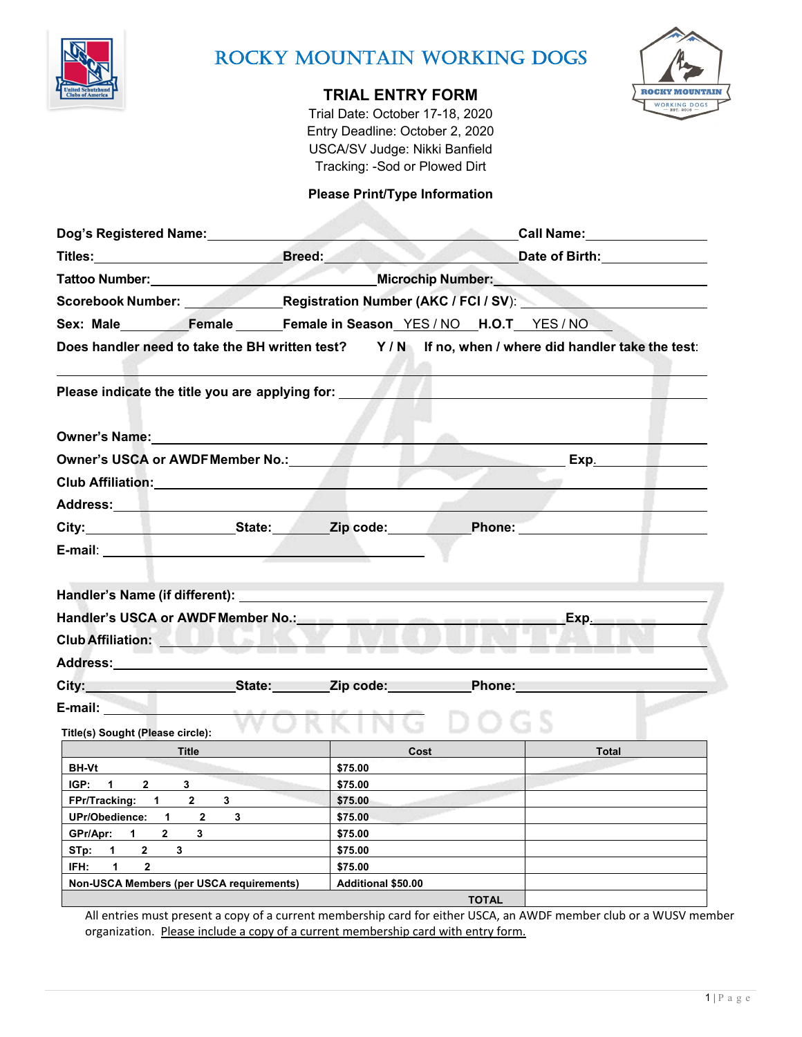# ROCKY MOUNTAIN WORKING DOGS

## TRIAL ENTRY FORM

Trial Date: October 17-18, 2020
Entry Deadline: October 2, 2020
USCA/SV Judge: Nikki Banfield
Tracking: -Sod or Plowed Dirt

**Please Print/Type Information**

**Dog's Registered Name:** ______________________ **Call Name:** ______________

**Titles:** ______________ **Breed:** ______________ **Date of Birth:** ______________

**Tattoo Number:** ______________ **Microchip Number:** ______________

**Scorebook Number:** ______________ **Registration Number (AKC / FCI / SV):** ______________

**Sex: Male** ________ **Female** ______ **Female in Season** YES / NO **H.O.T** YES / NO

**Does handler need to take the BH written test? Y / N If no, when / where did handler take the test:**

______________________________________________

**Please indicate the title you are applying for:** ______________________

**Owner's Name:** ______________________

**Owner's USCA or AWDF Member No.:** ______________ **Exp.** ______________

**Club Affiliation:** ______________________

**Address:** ______________________

**City:** ______________ **State:** ______ **Zip code:** ______ **Phone:** ______________

**E-mail:** ______________________

**Handler's Name (if different):** ______________________

**Handler's USCA or AWDF Member No.:** ______________ **Exp.** ______________

**Club Affiliation:** ______________________

**Address:** ______________________

**City:** ______________ **State:** ______ **Zip code:** ______ **Phone:** ______________

**E-mail:** ______________________

**Title(s) Sought (Please circle):**

| Title | Cost | Total |
|---|---|---|
| BH-Vt | $75.00 | |
| IGP: 1 2 3 | $75.00 | |
| FPr/Tracking: 1 2 3 | $75.00 | |
| UPr/Obedience: 1 2 3 | $75.00 | |
| GPr/Apr: 1 2 3 | $75.00 | |
| STp: 1 2 3 | $75.00 | |
| IFH: 1 2 | $75.00 | |
| Non-USCA Members (per USCA requirements) | Additional $50.00 | |
| | TOTAL | |

All entries must present a copy of a current membership card for either USCA, an AWDF member club or a WUSV member organization. Please include a copy of a current membership card with entry form.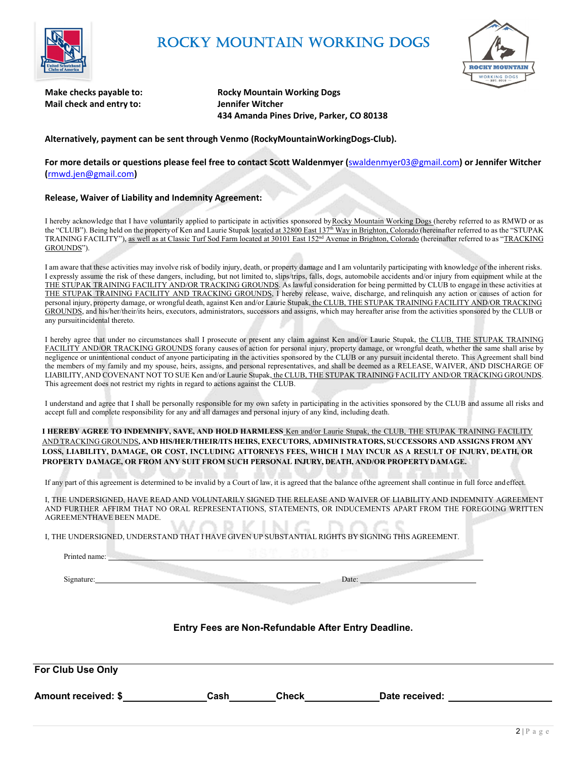# ROCKY MOUNTAIN WORKING DOGS

**Make checks payable to:** **Rocky Mountain Working Dogs**
**Mail check and entry to:** **Jennifer Witcher**
**434 Amanda Pines Drive, Parker, CO 80138**

**Alternatively, payment can be sent through Venmo (RockyMountainWorkingDogs-Club).**

**For more details or questions please feel free to contact Scott Waldenmyer (swaldenmyer03@gmail.com) or Jennifer Witcher (rmwd.jen@gmail.com)**

**Release, Waiver of Liability and Indemnity Agreement:**

I hereby acknowledge that I have voluntarily applied to participate in activities sponsored by Rocky Mountain Working Dogs (hereby referred to as RMWD or as the "CLUB"). Being held on the property of Ken and Laurie Stupak located at 32800 East 137th Way in Brighton, Colorado (hereinafter referred to as the "STUPAK TRAINING FACILITY"), as well as at Classic Turf Sod Farm located at 30101 East 152nd Avenue in Brighton, Colorado (hereinafter referred to as "TRACKING GROUNDS").

I am aware that these activities may involve risk of bodily injury, death, or property damage and I am voluntarily participating with knowledge of the inherent risks. I expressly assume the risk of these dangers, including, but not limited to, slips/trips, falls, dogs, automobile accidents and/or injury from equipment while at the THE STUPAK TRAINING FACILITY AND/OR TRACKING GROUNDS. As lawful consideration for being permitted by CLUB to engage in these activities at THE STUPAK TRAINING FACILITY AND TRACKING GROUNDS, I hereby release, waive, discharge, and relinquish any action or causes of action for personal injury, property damage, or wrongful death, against Ken and/or Laurie Stupak, the CLUB, THE STUPAK TRAINING FACILITY AND/OR TRACKING GROUNDS, and his/her/their/its heirs, executors, administrators, successors and assigns, which may hereafter arise from the activities sponsored by the CLUB or any pursuitincidental thereto.

I hereby agree that under no circumstances shall I prosecute or present any claim against Ken and/or Laurie Stupak, the CLUB, THE STUPAK TRAINING FACILITY AND/OR TRACKING GROUNDS forany causes of action for personal injury, property damage, or wrongful death, whether the same shall arise by negligence or unintentional conduct of anyone participating in the activities sponsored by the CLUB or any pursuit incidental thereto. This Agreement shall bind the members of my family and my spouse, heirs, assigns, and personal representatives, and shall be deemed as a RELEASE, WAIVER, AND DISCHARGE OF LIABILITY, AND COVENANT NOT TO SUE Ken and/or Laurie Stupak, the CLUB, THE STUPAK TRAINING FACILITY AND/OR TRACKING GROUNDS. This agreement does not restrict my rights in regard to actions against the CLUB.

I understand and agree that I shall be personally responsible for my own safety in participating in the activities sponsored by the CLUB and assume all risks and accept full and complete responsibility for any and all damages and personal injury of any kind, including death.

**I HEREBY AGREE TO INDEMNIFY, SAVE, AND HOLD HARMLESS** Ken and/or Laurie Stupak, the CLUB, THE STUPAK TRAINING FACILITY AND TRACKING GROUNDS**, AND HIS/HER/THEIR/ITS HEIRS, EXECUTORS, ADMINISTRATORS, SUCCESSORS AND ASSIGNS FROM ANY LOSS, LIABILITY, DAMAGE, OR COST, INCLUDING ATTORNEYS FEES, WHICH I MAY INCUR AS A RESULT OF INJURY, DEATH, OR PROPERTY DAMAGE, OR FROM ANY SUIT FROM SUCH PERSONAL INJURY, DEATH, AND/OR PROPERTY DAMAGE.**

If any part of this agreement is determined to be invalid by a Court of law, it is agreed that the balance ofthe agreement shall continue in full force and effect.

I, THE UNDERSIGNED, HAVE READ AND VOLUNTARILY SIGNED THE RELEASE AND WAIVER OF LIABILITY AND INDEMNITY AGREEMENT AND FURTHER AFFIRM THAT NO ORAL REPRESENTATIONS, STATEMENTS, OR INDUCEMENTS APART FROM THE FOREGOING WRITTEN AGREEMENTHAVE BEEN MADE.

I, THE UNDERSIGNED, UNDERSTAND THAT I HAVE GIVEN UP SUBSTANTIAL RIGHTS BY SIGNING THIS AGREEMENT.

Printed name: ______________________________________________

Signature: ______________________________ Date: ____________________

**Entry Fees are Non-Refundable After Entry Deadline.**

**For Club Use Only**

**Amount received: $**__________ **Cash**________ **Check**__________ **Date received:** ______________